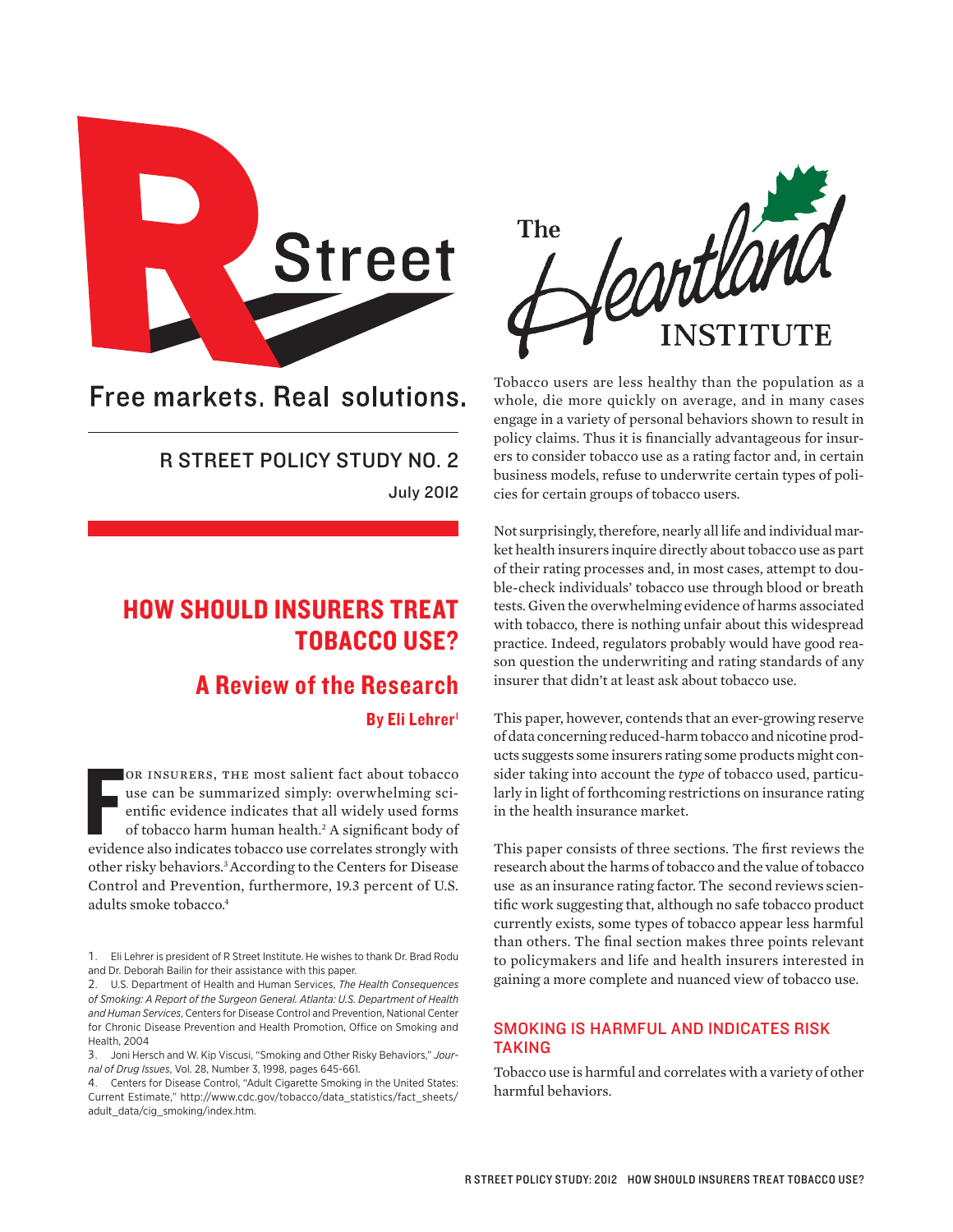R Street

Free markets. Real solutions.

R STREET POLICY STUDY NO. 2

July 2012

The Heartland INSTITUTE

# HOW SHOULD INSURERS TREAT TOBACCO USE?

## A Review of the Research

**By Eli Lehrer[1]**

For insurers, the most salient fact about tobacco use can be summarized simply: overwhelming scientific evidence indicates that all widely used forms of tobacco harm human health.[2] A significant body of evidence also indicates tobacco use correlates strongly with other risky behaviors.[3] According to the Centers for Disease Control and Prevention, furthermore, 19.3 percent of U.S. adults smoke tobacco.[4]

Tobacco users are less healthy than the population as a whole, die more quickly on average, and in many cases engage in a variety of personal behaviors shown to result in policy claims. Thus it is financially advantageous for insurers to consider tobacco use as a rating factor and, in certain business models, refuse to underwrite certain types of policies for certain groups of tobacco users.

Not surprisingly, therefore, nearly all life and individual market health insurers inquire directly about tobacco use as part of their rating processes and, in most cases, attempt to double-check individuals' tobacco use through blood or breath tests. Given the overwhelming evidence of harms associated with tobacco, there is nothing unfair about this widespread practice. Indeed, regulators probably would have good reason question the underwriting and rating standards of any insurer that didn't at least ask about tobacco use.

This paper, however, contends that an ever-growing reserve of data concerning reduced-harm tobacco and nicotine products suggests some insurers rating some products might consider taking into account the *type* of tobacco used, particularly in light of forthcoming restrictions on insurance rating in the health insurance market.

This paper consists of three sections. The first reviews the research about the harms of tobacco and the value of tobacco use as an insurance rating factor. The second reviews scientific work suggesting that, although no safe tobacco product currently exists, some types of tobacco appear less harmful than others. The final section makes three points relevant to policymakers and life and health insurers interested in gaining a more complete and nuanced view of tobacco use.

## SMOKING IS HARMFUL AND INDICATES RISK TAKING

Tobacco use is harmful and correlates with a variety of other harmful behaviors.

---

1. Eli Lehrer is president of R Street Institute. He wishes to thank Dr. Brad Rodu and Dr. Deborah Bailin for their assistance with this paper.

2. U.S. Department of Health and Human Services, *The Health Consequences of Smoking: A Report of the Surgeon General. Atlanta: U.S. Department of Health and Human Services*, Centers for Disease Control and Prevention, National Center for Chronic Disease Prevention and Health Promotion, Office on Smoking and Health, 2004

3. Joni Hersch and W. Kip Viscusi, "Smoking and Other Risky Behaviors," *Journal of Drug Issues*, Vol. 28, Number 3, 1998, pages 645-661.

4. Centers for Disease Control, "Adult Cigarette Smoking in the United States: Current Estimate," http://www.cdc.gov/tobacco/data_statistics/fact_sheets/adult_data/cig_smoking/index.htm.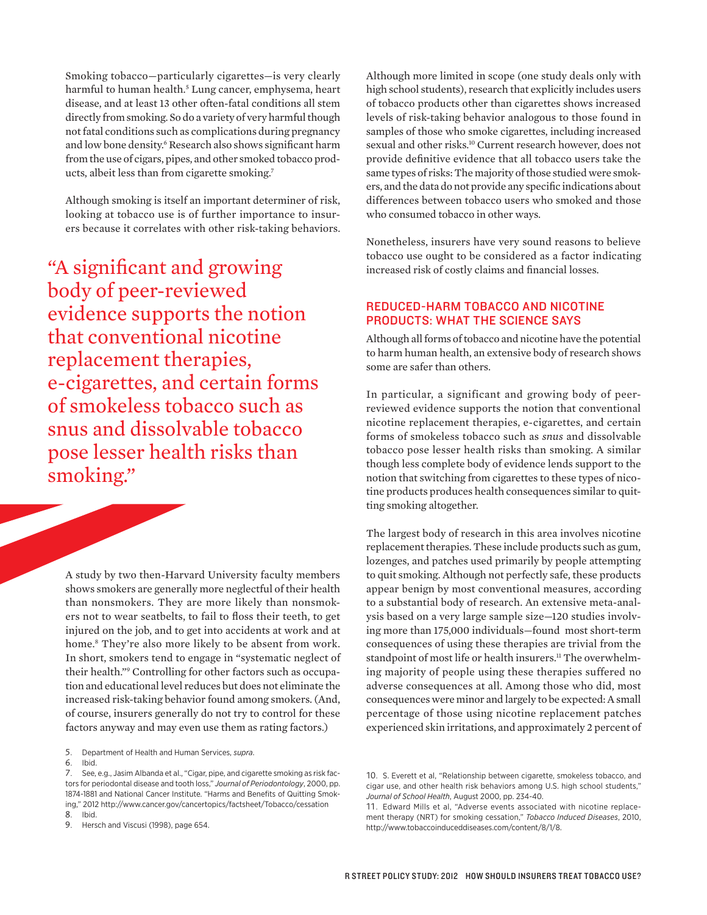Smoking tobacco—particularly cigarettes—is very clearly harmful to human health.[5] Lung cancer, emphysema, heart disease, and at least 13 other often-fatal conditions all stem directly from smoking. So do a variety of very harmful though not fatal conditions such as complications during pregnancy and low bone density.[6] Research also shows significant harm from the use of cigars, pipes, and other smoked tobacco products, albeit less than from cigarette smoking.[7]

Although smoking is itself an important determiner of risk, looking at tobacco use is of further importance to insurers because it correlates with other risk-taking behaviors.

> "A significant and growing body of peer-reviewed evidence supports the notion that conventional nicotine replacement therapies, e-cigarettes, and certain forms of smokeless tobacco such as snus and dissolvable tobacco pose lesser health risks than smoking."

A study by two then-Harvard University faculty members shows smokers are generally more neglectful of their health than nonsmokers. They are more likely than nonsmokers not to wear seatbelts, to fail to floss their teeth, to get injured on the job, and to get into accidents at work and at home.[8] They're also more likely to be absent from work. In short, smokers tend to engage in "systematic neglect of their health."[9] Controlling for other factors such as occupation and educational level reduces but does not eliminate the increased risk-taking behavior found among smokers. (And, of course, insurers generally do not try to control for these factors anyway and may even use them as rating factors.)

Although more limited in scope (one study deals only with high school students), research that explicitly includes users of tobacco products other than cigarettes shows increased levels of risk-taking behavior analogous to those found in samples of those who smoke cigarettes, including increased sexual and other risks.[10] Current research however, does not provide definitive evidence that all tobacco users take the same types of risks: The majority of those studied were smokers, and the data do not provide any specific indications about differences between tobacco users who smoked and those who consumed tobacco in other ways.

Nonetheless, insurers have very sound reasons to believe tobacco use ought to be considered as a factor indicating increased risk of costly claims and financial losses.

## REDUCED-HARM TOBACCO AND NICOTINE PRODUCTS: WHAT THE SCIENCE SAYS

Although all forms of tobacco and nicotine have the potential to harm human health, an extensive body of research shows some are safer than others.

In particular, a significant and growing body of peer-reviewed evidence supports the notion that conventional nicotine replacement therapies, e-cigarettes, and certain forms of smokeless tobacco such as *snus* and dissolvable tobacco pose lesser health risks than smoking. A similar though less complete body of evidence lends support to the notion that switching from cigarettes to these types of nicotine products produces health consequences similar to quitting smoking altogether.

The largest body of research in this area involves nicotine replacement therapies. These include products such as gum, lozenges, and patches used primarily by people attempting to quit smoking. Although not perfectly safe, these products appear benign by most conventional measures, according to a substantial body of research. An extensive meta-analysis based on a very large sample size—120 studies involving more than 175,000 individuals—found most short-term consequences of using these therapies are trivial from the standpoint of most life or health insurers.[11] The overwhelming majority of people using these therapies suffered no adverse consequences at all. Among those who did, most consequences were minor and largely to be expected: A small percentage of those using nicotine replacement patches experienced skin irritations, and approximately 2 percent of

5. Department of Health and Human Services, *supra*.
6. Ibid.
7. See, e.g., Jasim Albanda et al., "Cigar, pipe, and cigarette smoking as risk factors for periodontal disease and tooth loss," *Journal of Periodontology*, 2000, pp. 1874-1881 and National Cancer Institute. "Harms and Benefits of Quitting Smoking," 2012 http://www.cancer.gov/cancertopics/factsheet/Tobacco/cessation
8. Ibid.
9. Hersch and Viscusi (1998), page 654.
10. S. Everett et al, "Relationship between cigarette, smokeless tobacco, and cigar use, and other health risk behaviors among U.S. high school students," *Journal of School Health*, August 2000, pp. 234-40.
11. Edward Mills et al, "Adverse events associated with nicotine replacement therapy (NRT) for smoking cessation," *Tobacco Induced Diseases*, 2010, http://www.tobaccoinduceddiseases.com/content/8/1/8.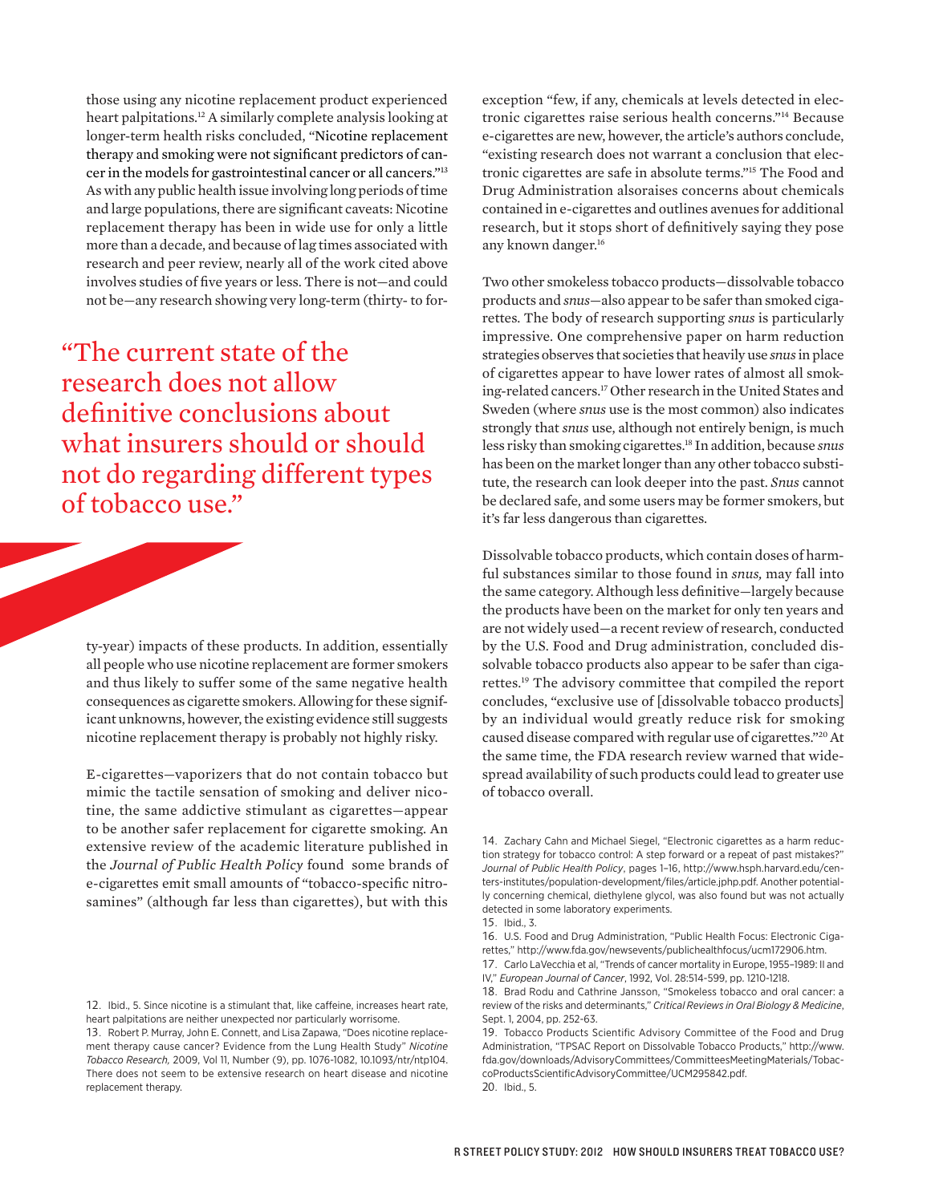those using any nicotine replacement product experienced heart palpitations.[12] A similarly complete analysis looking at longer-term health risks concluded, "Nicotine replacement therapy and smoking were not significant predictors of cancer in the models for gastrointestinal cancer or all cancers."[13] As with any public health issue involving long periods of time and large populations, there are significant caveats: Nicotine replacement therapy has been in wide use for only a little more than a decade, and because of lag times associated with research and peer review, nearly all of the work cited above involves studies of five years or less. There is not—and could not be—any research showing very long-term (thirty- to forty-year) impacts of these products. In addition, essentially all people who use nicotine replacement are former smokers and thus likely to suffer some of the same negative health consequences as cigarette smokers. Allowing for these significant unknowns, however, the existing evidence still suggests nicotine replacement therapy is probably not highly risky.

> "The current state of the research does not allow definitive conclusions about what insurers should or should not do regarding different types of tobacco use."

E-cigarettes—vaporizers that do not contain tobacco but mimic the tactile sensation of smoking and deliver nicotine, the same addictive stimulant as cigarettes—appear to be another safer replacement for cigarette smoking. An extensive review of the academic literature published in the *Journal of Public Health Policy* found some brands of e-cigarettes emit small amounts of "tobacco-specific nitrosamines" (although far less than cigarettes), but with this exception "few, if any, chemicals at levels detected in electronic cigarettes raise serious health concerns."[14] Because e-cigarettes are new, however, the article's authors conclude, "existing research does not warrant a conclusion that electronic cigarettes are safe in absolute terms."[15] The Food and Drug Administration alsoraises concerns about chemicals contained in e-cigarettes and outlines avenues for additional research, but it stops short of definitively saying they pose any known danger.[16]

Two other smokeless tobacco products—dissolvable tobacco products and *snus*—also appear to be safer than smoked cigarettes. The body of research supporting *snus* is particularly impressive. One comprehensive paper on harm reduction strategies observes that societies that heavily use *snus* in place of cigarettes appear to have lower rates of almost all smoking-related cancers.[17] Other research in the United States and Sweden (where *snus* use is the most common) also indicates strongly that *snus* use, although not entirely benign, is much less risky than smoking cigarettes.[18] In addition, because *snus* has been on the market longer than any other tobacco substitute, the research can look deeper into the past. *Snus* cannot be declared safe, and some users may be former smokers, but it's far less dangerous than cigarettes.

Dissolvable tobacco products, which contain doses of harmful substances similar to those found in *snus,* may fall into the same category. Although less definitive—largely because the products have been on the market for only ten years and are not widely used—a recent review of research, conducted by the U.S. Food and Drug administration, concluded dissolvable tobacco products also appear to be safer than cigarettes.[19] The advisory committee that compiled the report concludes, "exclusive use of [dissolvable tobacco products] by an individual would greatly reduce risk for smoking caused disease compared with regular use of cigarettes."[20] At the same time, the FDA research review warned that widespread availability of such products could lead to greater use of tobacco overall.

12. Ibid., 5. Since nicotine is a stimulant that, like caffeine, increases heart rate, heart palpitations are neither unexpected nor particularly worrisome.

13. Robert P. Murray, John E. Connett, and Lisa Zapawa, "Does nicotine replacement therapy cause cancer? Evidence from the Lung Health Study" *Nicotine Tobacco Research,* 2009, Vol 11, Number (9), pp. 1076-1082, 10.1093/ntr/ntp104. There does not seem to be extensive research on heart disease and nicotine replacement therapy.

14. Zachary Cahn and Michael Siegel, "Electronic cigarettes as a harm reduction strategy for tobacco control: A step forward or a repeat of past mistakes?" *Journal of Public Health Policy*, pages 1–16, http://www.hsph.harvard.edu/centers-institutes/population-development/files/article.jphp.pdf. Another potentially concerning chemical, diethylene glycol, was also found but was not actually detected in some laboratory experiments.

15. Ibid., 3.

16. U.S. Food and Drug Administration, "Public Health Focus: Electronic Cigarettes," http://www.fda.gov/newsevents/publichealthfocus/ucm172906.htm.

17. Carlo LaVecchia et al, "Trends of cancer mortality in Europe, 1955–1989: II and IV," *European Journal of Cancer*, 1992, Vol. 28:514-599, pp. 1210-1218.

18. Brad Rodu and Cathrine Jansson, "Smokeless tobacco and oral cancer: a review of the risks and determinants," *Critical Reviews in Oral Biology & Medicine*, Sept. 1, 2004, pp. 252-63.

19. Tobacco Products Scientific Advisory Committee of the Food and Drug Administration, "TPSAC Report on Dissolvable Tobacco Products," http://www.fda.gov/downloads/AdvisoryCommittees/CommitteesMeetingMaterials/TobaccoProductsScientificAdvisoryCommittee/UCM295842.pdf.

20. Ibid., 5.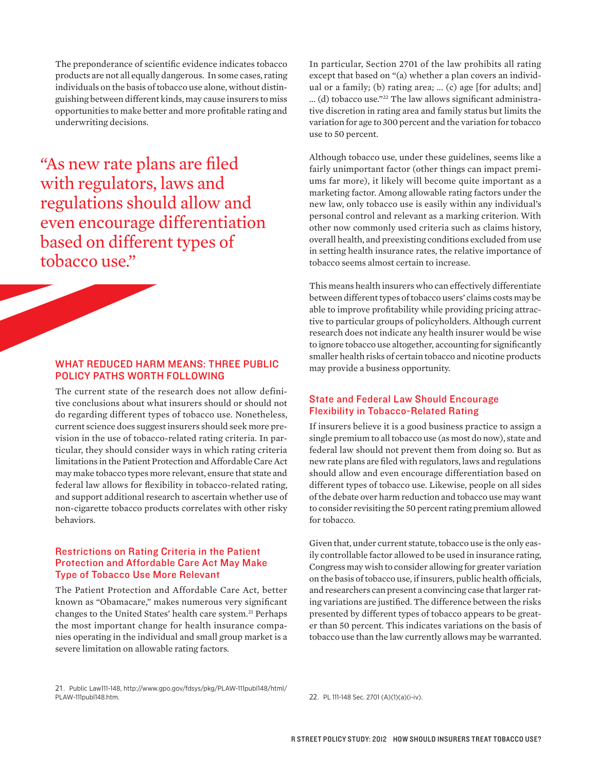The preponderance of scientific evidence indicates tobacco products are not all equally dangerous. In some cases, rating individuals on the basis of tobacco use alone, without distinguishing between different kinds, may cause insurers to miss opportunities to make better and more profitable rating and underwriting decisions.

> "As new rate plans are filed with regulators, laws and regulations should allow and even encourage differentiation based on different types of tobacco use."

## WHAT REDUCED HARM MEANS: THREE PUBLIC POLICY PATHS WORTH FOLLOWING

The current state of the research does not allow definitive conclusions about what insurers should or should not do regarding different types of tobacco use. Nonetheless, current science does suggest insurers should seek more prevision in the use of tobacco-related rating criteria. In particular, they should consider ways in which rating criteria limitations in the Patient Protection and Affordable Care Act may make tobacco types more relevant, ensure that state and federal law allows for flexibility in tobacco-related rating, and support additional research to ascertain whether use of non-cigarette tobacco products correlates with other risky behaviors.

### Restrictions on Rating Criteria in the Patient Protection and Affordable Care Act May Make Type of Tobacco Use More Relevant

The Patient Protection and Affordable Care Act, better known as "Obamacare," makes numerous very significant changes to the United States' health care system.[21] Perhaps the most important change for health insurance companies operating in the individual and small group market is a severe limitation on allowable rating factors.

In particular, Section 2701 of the law prohibits all rating except that based on "(a) whether a plan covers an individual or a family; (b) rating area; ... (c) age [for adults; and] ... (d) tobacco use."[22] The law allows significant administrative discretion in rating area and family status but limits the variation for age to 300 percent and the variation for tobacco use to 50 percent.

Although tobacco use, under these guidelines, seems like a fairly unimportant factor (other things can impact premiums far more), it likely will become quite important as a marketing factor. Among allowable rating factors under the new law, only tobacco use is easily within any individual's personal control and relevant as a marking criterion. With other now commonly used criteria such as claims history, overall health, and preexisting conditions excluded from use in setting health insurance rates, the relative importance of tobacco seems almost certain to increase.

This means health insurers who can effectively differentiate between different types of tobacco users' claims costs may be able to improve profitability while providing pricing attractive to particular groups of policyholders. Although current research does not indicate any health insurer would be wise to ignore tobacco use altogether, accounting for significantly smaller health risks of certain tobacco and nicotine products may provide a business opportunity.

### State and Federal Law Should Encourage Flexibility in Tobacco-Related Rating

If insurers believe it is a good business practice to assign a single premium to all tobacco use (as most do now), state and federal law should not prevent them from doing so. But as new rate plans are filed with regulators, laws and regulations should allow and even encourage differentiation based on different types of tobacco use. Likewise, people on all sides of the debate over harm reduction and tobacco use may want to consider revisiting the 50 percent rating premium allowed for tobacco.

Given that, under current statute, tobacco use is the only easily controllable factor allowed to be used in insurance rating, Congress may wish to consider allowing for greater variation on the basis of tobacco use, if insurers, public health officials, and researchers can present a convincing case that larger rating variations are justified. The difference between the risks presented by different types of tobacco appears to be greater than 50 percent. This indicates variations on the basis of tobacco use than the law currently allows may be warranted.

---

21. Public Law111-148, http://www.gpo.gov/fdsys/pkg/PLAW-111publ148/html/PLAW-111publ148.htm.

22. PL 111-148 Sec. 2701 (A)(1)(a)(i-iv).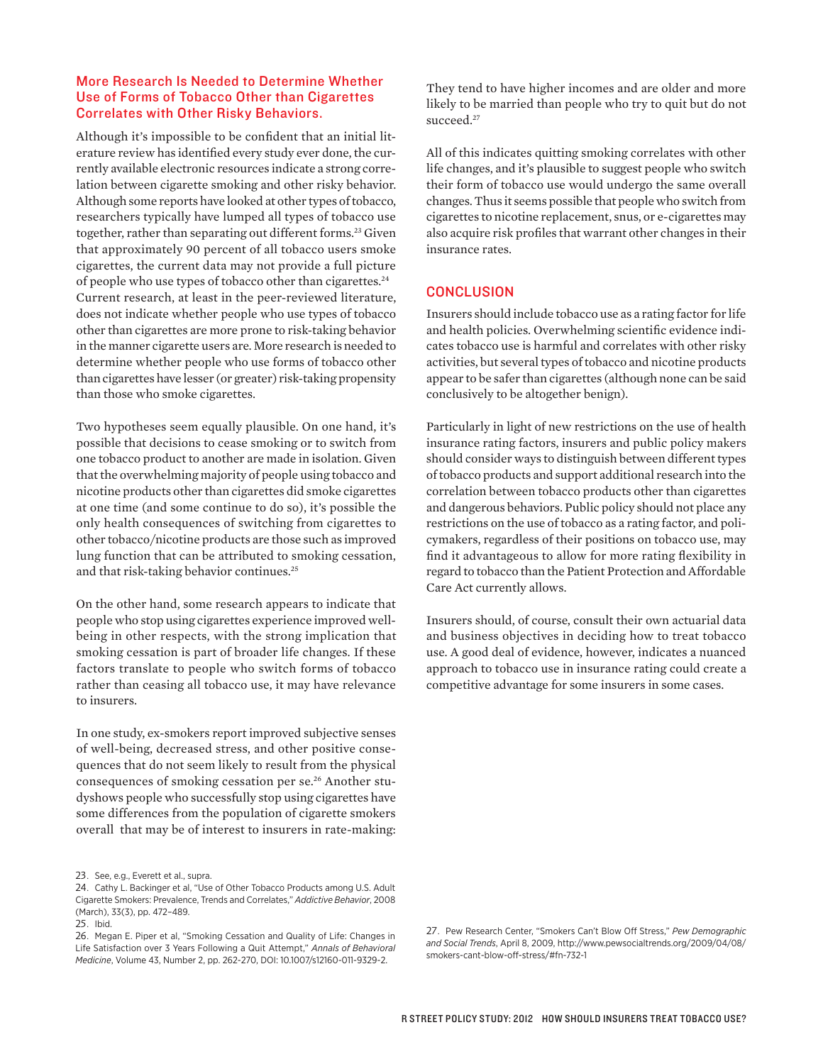## More Research Is Needed to Determine Whether Use of Forms of Tobacco Other than Cigarettes Correlates with Other Risky Behaviors.

Although it's impossible to be confident that an initial literature review has identified every study ever done, the currently available electronic resources indicate a strong correlation between cigarette smoking and other risky behavior. Although some reports have looked at other types of tobacco, researchers typically have lumped all types of tobacco use together, rather than separating out different forms.[23] Given that approximately 90 percent of all tobacco users smoke cigarettes, the current data may not provide a full picture of people who use types of tobacco other than cigarettes.[24] Current research, at least in the peer-reviewed literature, does not indicate whether people who use types of tobacco other than cigarettes are more prone to risk-taking behavior in the manner cigarette users are. More research is needed to determine whether people who use forms of tobacco other than cigarettes have lesser (or greater) risk-taking propensity than those who smoke cigarettes.

Two hypotheses seem equally plausible. On one hand, it's possible that decisions to cease smoking or to switch from one tobacco product to another are made in isolation. Given that the overwhelming majority of people using tobacco and nicotine products other than cigarettes did smoke cigarettes at one time (and some continue to do so), it's possible the only health consequences of switching from cigarettes to other tobacco/nicotine products are those such as improved lung function that can be attributed to smoking cessation, and that risk-taking behavior continues.[25]

On the other hand, some research appears to indicate that people who stop using cigarettes experience improved well-being in other respects, with the strong implication that smoking cessation is part of broader life changes. If these factors translate to people who switch forms of tobacco rather than ceasing all tobacco use, it may have relevance to insurers.

In one study, ex-smokers report improved subjective senses of well-being, decreased stress, and other positive consequences that do not seem likely to result from the physical consequences of smoking cessation per se.[26] Another studyshows people who successfully stop using cigarettes have some differences from the population of cigarette smokers overall that may be of interest to insurers in rate-making: They tend to have higher incomes and are older and more likely to be married than people who try to quit but do not succeed.[27]

All of this indicates quitting smoking correlates with other life changes, and it's plausible to suggest people who switch their form of tobacco use would undergo the same overall changes. Thus it seems possible that people who switch from cigarettes to nicotine replacement, snus, or e-cigarettes may also acquire risk profiles that warrant other changes in their insurance rates.

## CONCLUSION

Insurers should include tobacco use as a rating factor for life and health policies. Overwhelming scientific evidence indicates tobacco use is harmful and correlates with other risky activities, but several types of tobacco and nicotine products appear to be safer than cigarettes (although none can be said conclusively to be altogether benign).

Particularly in light of new restrictions on the use of health insurance rating factors, insurers and public policy makers should consider ways to distinguish between different types of tobacco products and support additional research into the correlation between tobacco products other than cigarettes and dangerous behaviors. Public policy should not place any restrictions on the use of tobacco as a rating factor, and policymakers, regardless of their positions on tobacco use, may find it advantageous to allow for more rating flexibility in regard to tobacco than the Patient Protection and Affordable Care Act currently allows.

Insurers should, of course, consult their own actuarial data and business objectives in deciding how to treat tobacco use. A good deal of evidence, however, indicates a nuanced approach to tobacco use in insurance rating could create a competitive advantage for some insurers in some cases.

---

23. See, e.g., Everett et al., supra.

24. Cathy L. Backinger et al, "Use of Other Tobacco Products among U.S. Adult Cigarette Smokers: Prevalence, Trends and Correlates," *Addictive Behavior*, 2008 (March), 33(3), pp. 472–489.

25. Ibid.

26. Megan E. Piper et al, "Smoking Cessation and Quality of Life: Changes in Life Satisfaction over 3 Years Following a Quit Attempt," *Annals of Behavioral Medicine*, Volume 43, Number 2, pp. 262-270, DOI: 10.1007/s12160-011-9329-2.

27. Pew Research Center, "Smokers Can't Blow Off Stress," *Pew Demographic and Social Trends*, April 8, 2009, http://www.pewsocialtrends.org/2009/04/08/smokers-cant-blow-off-stress/#fn-732-1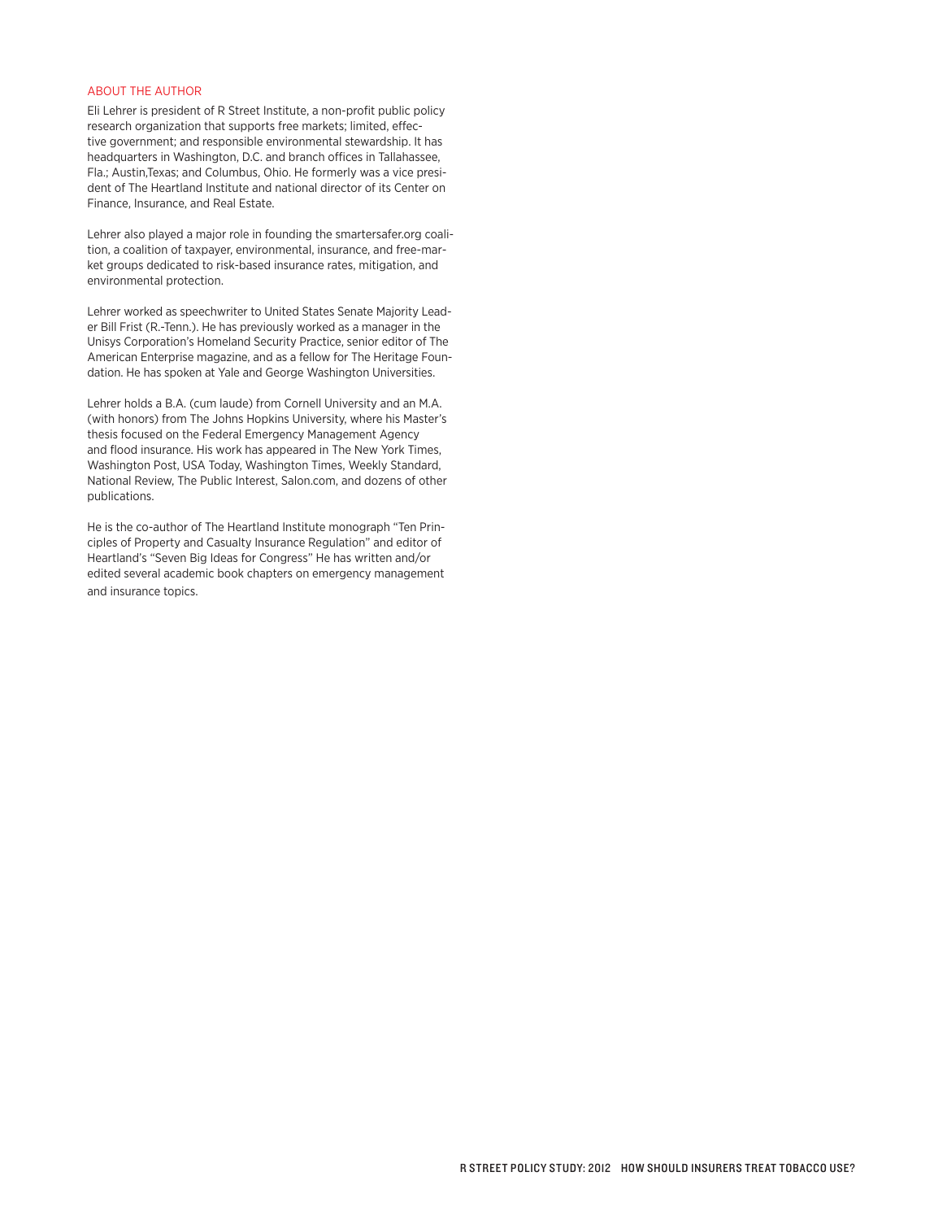## ABOUT THE AUTHOR

Eli Lehrer is president of R Street Institute, a non-profit public policy research organization that supports free markets; limited, effective government; and responsible environmental stewardship. It has headquarters in Washington, D.C. and branch offices in Tallahassee, Fla.; Austin,Texas; and Columbus, Ohio. He formerly was a vice president of The Heartland Institute and national director of its Center on Finance, Insurance, and Real Estate.

Lehrer also played a major role in founding the smartersafer.org coalition, a coalition of taxpayer, environmental, insurance, and free-market groups dedicated to risk-based insurance rates, mitigation, and environmental protection.

Lehrer worked as speechwriter to United States Senate Majority Leader Bill Frist (R.-Tenn.). He has previously worked as a manager in the Unisys Corporation's Homeland Security Practice, senior editor of The American Enterprise magazine, and as a fellow for The Heritage Foundation. He has spoken at Yale and George Washington Universities.

Lehrer holds a B.A. (cum laude) from Cornell University and an M.A. (with honors) from The Johns Hopkins University, where his Master's thesis focused on the Federal Emergency Management Agency and flood insurance. His work has appeared in The New York Times, Washington Post, USA Today, Washington Times, Weekly Standard, National Review, The Public Interest, Salon.com, and dozens of other publications.

He is the co-author of The Heartland Institute monograph "Ten Principles of Property and Casualty Insurance Regulation" and editor of Heartland's "Seven Big Ideas for Congress" He has written and/or edited several academic book chapters on emergency management and insurance topics.